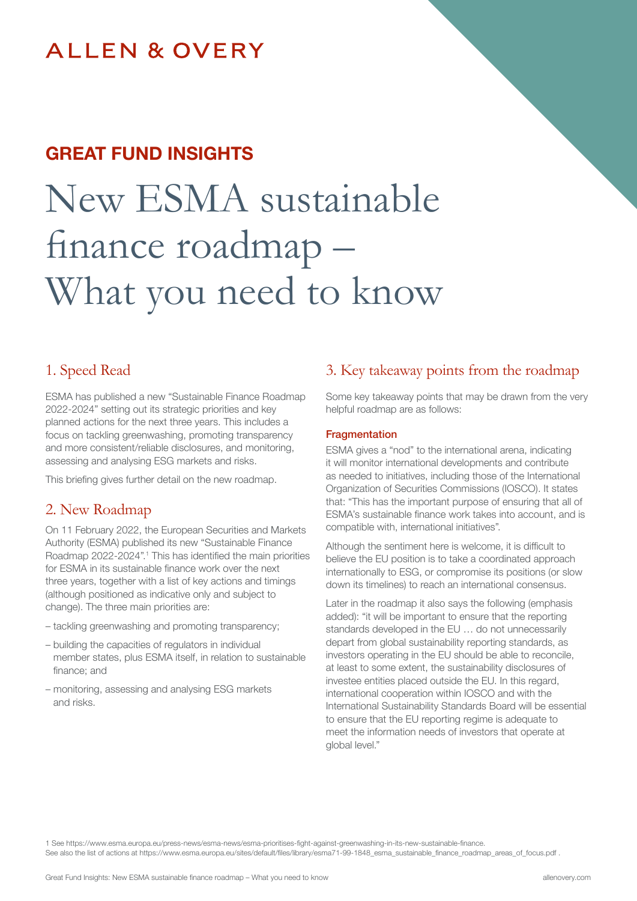ALLEN & OVERY

## GREAT FUND INSIGHTS

# New ESMA sustainable finance roadmap – What you need to know

## 1. Speed Read

ESMA has published a new "Sustainable Finance Roadmap 2022-2024" setting out its strategic priorities and key planned actions for the next three years. This includes a focus on tackling greenwashing, promoting transparency and more consistent/reliable disclosures, and monitoring, assessing and analysing ESG markets and risks.

This briefing gives further detail on the new roadmap.

## 2. New Roadmap

On 11 February 2022, the European Securities and Markets Authority (ESMA) published its new "Sustainable Finance Roadmap 2022-2024".[1] This has identified the main priorities for ESMA in its sustainable finance work over the next three years, together with a list of key actions and timings (although positioned as indicative only and subject to change). The three main priorities are:

- tackling greenwashing and promoting transparency;
- building the capacities of regulators in individual member states, plus ESMA itself, in relation to sustainable finance; and
- monitoring, assessing and analysing ESG markets and risks.

## 3. Key takeaway points from the roadmap

Some key takeaway points that may be drawn from the very helpful roadmap are as follows:

### Fragmentation

ESMA gives a "nod" to the international arena, indicating it will monitor international developments and contribute as needed to initiatives, including those of the International Organization of Securities Commissions (IOSCO). It states that: "This has the important purpose of ensuring that all of ESMA's sustainable finance work takes into account, and is compatible with, international initiatives".

Although the sentiment here is welcome, it is difficult to believe the EU position is to take a coordinated approach internationally to ESG, or compromise its positions (or slow down its timelines) to reach an international consensus.

Later in the roadmap it also says the following (emphasis added): "it will be important to ensure that the reporting standards developed in the EU … do not unnecessarily depart from global sustainability reporting standards, as investors operating in the EU should be able to reconcile, at least to some extent, the sustainability disclosures of investee entities placed outside the EU. In this regard, international cooperation within IOSCO and with the International Sustainability Standards Board will be essential to ensure that the EU reporting regime is adequate to meet the information needs of investors that operate at global level."

1 See https://www.esma.europa.eu/press-news/esma-news/esma-prioritises-fight-against-greenwashing-in-its-new-sustainable-finance. See also the list of actions at https://www.esma.europa.eu/sites/default/files/library/esma71-99-1848_esma_sustainable_finance_roadmap_areas_of_focus.pdf .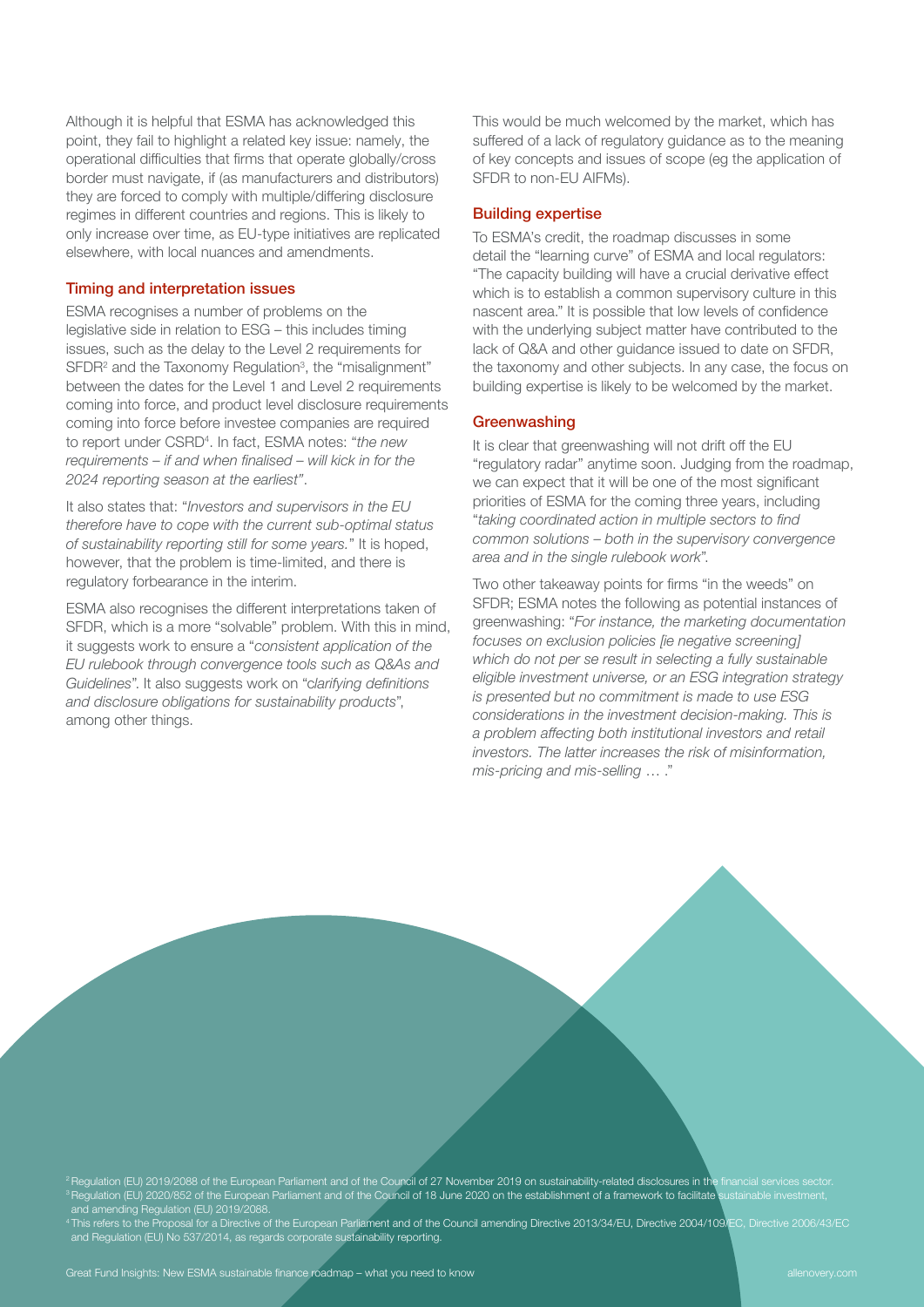Although it is helpful that ESMA has acknowledged this point, they fail to highlight a related key issue: namely, the operational difficulties that firms that operate globally/cross border must navigate, if (as manufacturers and distributors) they are forced to comply with multiple/differing disclosure regimes in different countries and regions. This is likely to only increase over time, as EU-type initiatives are replicated elsewhere, with local nuances and amendments.

### Timing and interpretation issues

ESMA recognises a number of problems on the legislative side in relation to ESG – this includes timing issues, such as the delay to the Level 2 requirements for SFDR[2] and the Taxonomy Regulation[3], the "misalignment" between the dates for the Level 1 and Level 2 requirements coming into force, and product level disclosure requirements coming into force before investee companies are required to report under CSRD[4]. In fact, ESMA notes: "*the new requirements – if and when finalised – will kick in for the 2024 reporting season at the earliest*".

It also states that: "*Investors and supervisors in the EU therefore have to cope with the current sub-optimal status of sustainability reporting still for some years.*" It is hoped, however, that the problem is time-limited, and there is regulatory forbearance in the interim.

ESMA also recognises the different interpretations taken of SFDR, which is a more "solvable" problem. With this in mind, it suggests work to ensure a "*consistent application of the EU rulebook through convergence tools such as Q&As and Guidelines*". It also suggests work on "*clarifying definitions and disclosure obligations for sustainability products*", among other things.

This would be much welcomed by the market, which has suffered of a lack of regulatory guidance as to the meaning of key concepts and issues of scope (eg the application of SFDR to non-EU AIFMs).

### Building expertise

To ESMA's credit, the roadmap discusses in some detail the "learning curve" of ESMA and local regulators: "The capacity building will have a crucial derivative effect which is to establish a common supervisory culture in this nascent area." It is possible that low levels of confidence with the underlying subject matter have contributed to the lack of Q&A and other guidance issued to date on SFDR, the taxonomy and other subjects. In any case, the focus on building expertise is likely to be welcomed by the market.

### Greenwashing

It is clear that greenwashing will not drift off the EU "regulatory radar" anytime soon. Judging from the roadmap, we can expect that it will be one of the most significant priorities of ESMA for the coming three years, including "*taking coordinated action in multiple sectors to find common solutions – both in the supervisory convergence area and in the single rulebook work*".

Two other takeaway points for firms "in the weeds" on SFDR; ESMA notes the following as potential instances of greenwashing: "*For instance, the marketing documentation focuses on exclusion policies [ie negative screening] which do not per se result in selecting a fully sustainable eligible investment universe, or an ESG integration strategy is presented but no commitment is made to use ESG considerations in the investment decision-making. This is a problem affecting both institutional investors and retail investors. The latter increases the risk of misinformation, mis-pricing and mis-selling … .*"

[2] Regulation (EU) 2019/2088 of the European Parliament and of the Council of 27 November 2019 on sustainability-related disclosures in the financial services sector.

[3] Regulation (EU) 2020/852 of the European Parliament and of the Council of 18 June 2020 on the establishment of a framework to facilitate sustainable investment, and amending Regulation (EU) 2019/2088.

[4] This refers to the Proposal for a Directive of the European Parliament and of the Council amending Directive 2013/34/EU, Directive 2004/109/EC, Directive 2006/43/EC and Regulation (EU) No 537/2014, as regards corporate sustainability reporting.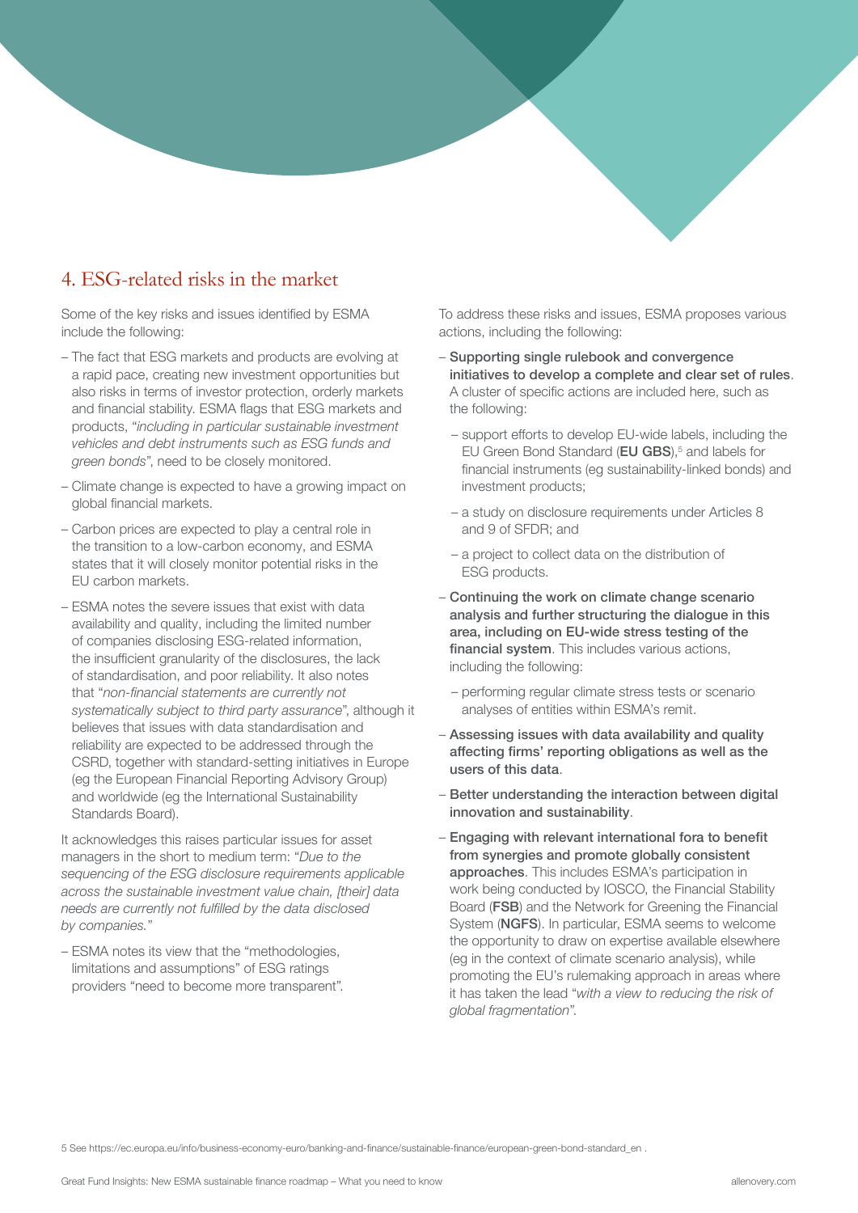## 4. ESG-related risks in the market

Some of the key risks and issues identified by ESMA include the following:

- The fact that ESG markets and products are evolving at a rapid pace, creating new investment opportunities but also risks in terms of investor protection, orderly markets and financial stability. ESMA flags that ESG markets and products, "*including in particular sustainable investment vehicles and debt instruments such as ESG funds and green bonds*", need to be closely monitored.
- Climate change is expected to have a growing impact on global financial markets.
- Carbon prices are expected to play a central role in the transition to a low-carbon economy, and ESMA states that it will closely monitor potential risks in the EU carbon markets.
- ESMA notes the severe issues that exist with data availability and quality, including the limited number of companies disclosing ESG-related information, the insufficient granularity of the disclosures, the lack of standardisation, and poor reliability. It also notes that "*non-financial statements are currently not systematically subject to third party assurance*", although it believes that issues with data standardisation and reliability are expected to be addressed through the CSRD, together with standard-setting initiatives in Europe (eg the European Financial Reporting Advisory Group) and worldwide (eg the International Sustainability Standards Board).

It acknowledges this raises particular issues for asset managers in the short to medium term: "*Due to the sequencing of the ESG disclosure requirements applicable across the sustainable investment value chain, [their] data needs are currently not fulfilled by the data disclosed by companies.*"

- ESMA notes its view that the "methodologies, limitations and assumptions" of ESG ratings providers "need to become more transparent".

To address these risks and issues, ESMA proposes various actions, including the following:

- **Supporting single rulebook and convergence initiatives to develop a complete and clear set of rules**. A cluster of specific actions are included here, such as the following:
  - support efforts to develop EU-wide labels, including the EU Green Bond Standard (**EU GBS**),[5] and labels for financial instruments (eg sustainability-linked bonds) and investment products;
  - a study on disclosure requirements under Articles 8 and 9 of SFDR; and
  - a project to collect data on the distribution of ESG products.
- **Continuing the work on climate change scenario analysis and further structuring the dialogue in this area, including on EU-wide stress testing of the financial system**. This includes various actions, including the following:
  - performing regular climate stress tests or scenario analyses of entities within ESMA's remit.
- **Assessing issues with data availability and quality affecting firms' reporting obligations as well as the users of this data**.
- **Better understanding the interaction between digital innovation and sustainability**.
- **Engaging with relevant international fora to benefit from synergies and promote globally consistent approaches**. This includes ESMA's participation in work being conducted by IOSCO, the Financial Stability Board (**FSB**) and the Network for Greening the Financial System (**NGFS**). In particular, ESMA seems to welcome the opportunity to draw on expertise available elsewhere (eg in the context of climate scenario analysis), while promoting the EU's rulemaking approach in areas where it has taken the lead "*with a view to reducing the risk of global fragmentation*".

5 See https://ec.europa.eu/info/business-economy-euro/banking-and-finance/sustainable-finance/european-green-bond-standard_en .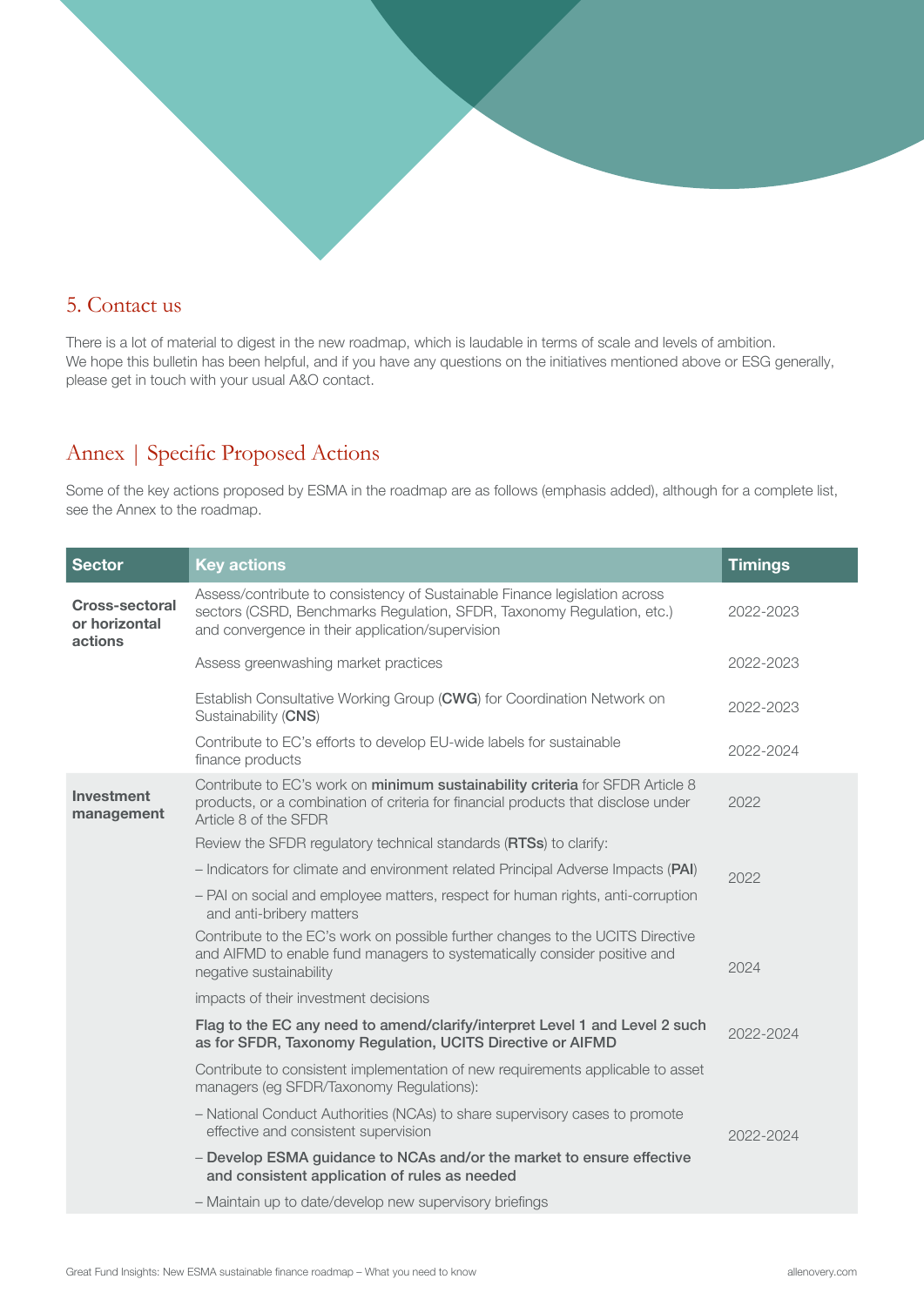## 5. Contact us

There is a lot of material to digest in the new roadmap, which is laudable in terms of scale and levels of ambition. We hope this bulletin has been helpful, and if you have any questions on the initiatives mentioned above or ESG generally, please get in touch with your usual A&O contact.

## Annex | Specific Proposed Actions

Some of the key actions proposed by ESMA in the roadmap are as follows (emphasis added), although for a complete list, see the Annex to the roadmap.

| Sector | Key actions | Timings |
|---|---|---|
| **Cross-sectoral or horizontal actions** | Assess/contribute to consistency of Sustainable Finance legislation across sectors (CSRD, Benchmarks Regulation, SFDR, Taxonomy Regulation, etc.) and convergence in their application/supervision | 2022-2023 |
| | Assess greenwashing market practices | 2022-2023 |
| | Establish Consultative Working Group (**CWG**) for Coordination Network on Sustainability (**CNS**) | 2022-2023 |
| | Contribute to EC's efforts to develop EU-wide labels for sustainable finance products | 2022-2024 |
| **Investment management** | Contribute to EC's work on **minimum sustainability criteria** for SFDR Article 8 products, or a combination of criteria for financial products that disclose under Article 8 of the SFDR | 2022 |
| | Review the SFDR regulatory technical standards (**RTSs**) to clarify:<br>– Indicators for climate and environment related Principal Adverse Impacts (**PAI**)<br>– PAI on social and employee matters, respect for human rights, anti-corruption and anti-bribery matters | 2022 |
| | Contribute to the EC's work on possible further changes to the UCITS Directive and AIFMD to enable fund managers to systematically consider positive and negative sustainability impacts of their investment decisions | 2024 |
| | **Flag to the EC any need to amend/clarify/interpret Level 1 and Level 2 such as for SFDR, Taxonomy Regulation, UCITS Directive or AIFMD** | 2022-2024 |
| | Contribute to consistent implementation of new requirements applicable to asset managers (eg SFDR/Taxonomy Regulations):<br>– National Conduct Authorities (NCAs) to share supervisory cases to promote effective and consistent supervision<br>– **Develop ESMA guidance to NCAs and/or the market to ensure effective and consistent application of rules as needed**<br>– Maintain up to date/develop new supervisory briefings | 2022-2024 |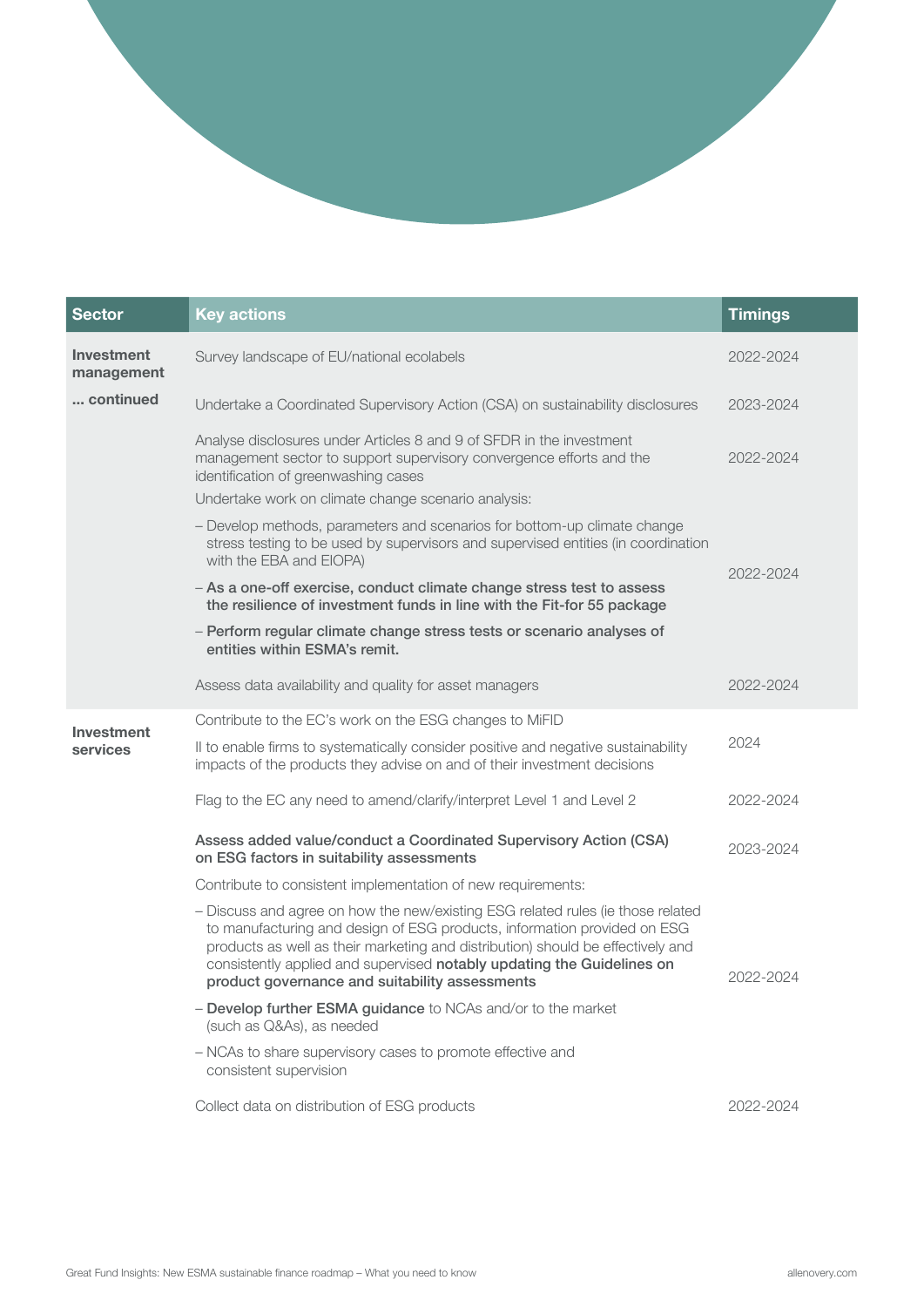| Sector | Key actions | Timings |
|---|---|---|
| **Investment management** | Survey landscape of EU/national ecolabels | 2022-2024 |
| **... continued** | Undertake a Coordinated Supervisory Action (CSA) on sustainability disclosures | 2023-2024 |
| | Analyse disclosures under Articles 8 and 9 of SFDR in the investment management sector to support supervisory convergence efforts and the identification of greenwashing cases | 2022-2024 |
| | Undertake work on climate change scenario analysis:<br>– Develop methods, parameters and scenarios for bottom-up climate change stress testing to be used by supervisors and supervised entities (in coordination with the EBA and EIOPA)<br>– **As a one-off exercise, conduct climate change stress test to assess the resilience of investment funds in line with the Fit-for 55 package**<br>– **Perform regular climate change stress tests or scenario analyses of entities within ESMA's remit.** | 2022-2024 |
| | Assess data availability and quality for asset managers | 2022-2024 |
| **Investment services** | Contribute to the EC's work on the ESG changes to MiFID II to enable firms to systematically consider positive and negative sustainability impacts of the products they advise on and of their investment decisions | 2024 |
| | Flag to the EC any need to amend/clarify/interpret Level 1 and Level 2 | 2022-2024 |
| | **Assess added value/conduct a Coordinated Supervisory Action (CSA) on ESG factors in suitability assessments** | 2023-2024 |
| | Contribute to consistent implementation of new requirements:<br>– Discuss and agree on how the new/existing ESG related rules (ie those related to manufacturing and design of ESG products, information provided on ESG products as well as their marketing and distribution) should be effectively and consistently applied and supervised **notably updating the Guidelines on product governance and suitability assessments**<br>– **Develop further ESMA guidance** to NCAs and/or to the market (such as Q&As), as needed<br>– NCAs to share supervisory cases to promote effective and consistent supervision | 2022-2024 |
| | Collect data on distribution of ESG products | 2022-2024 |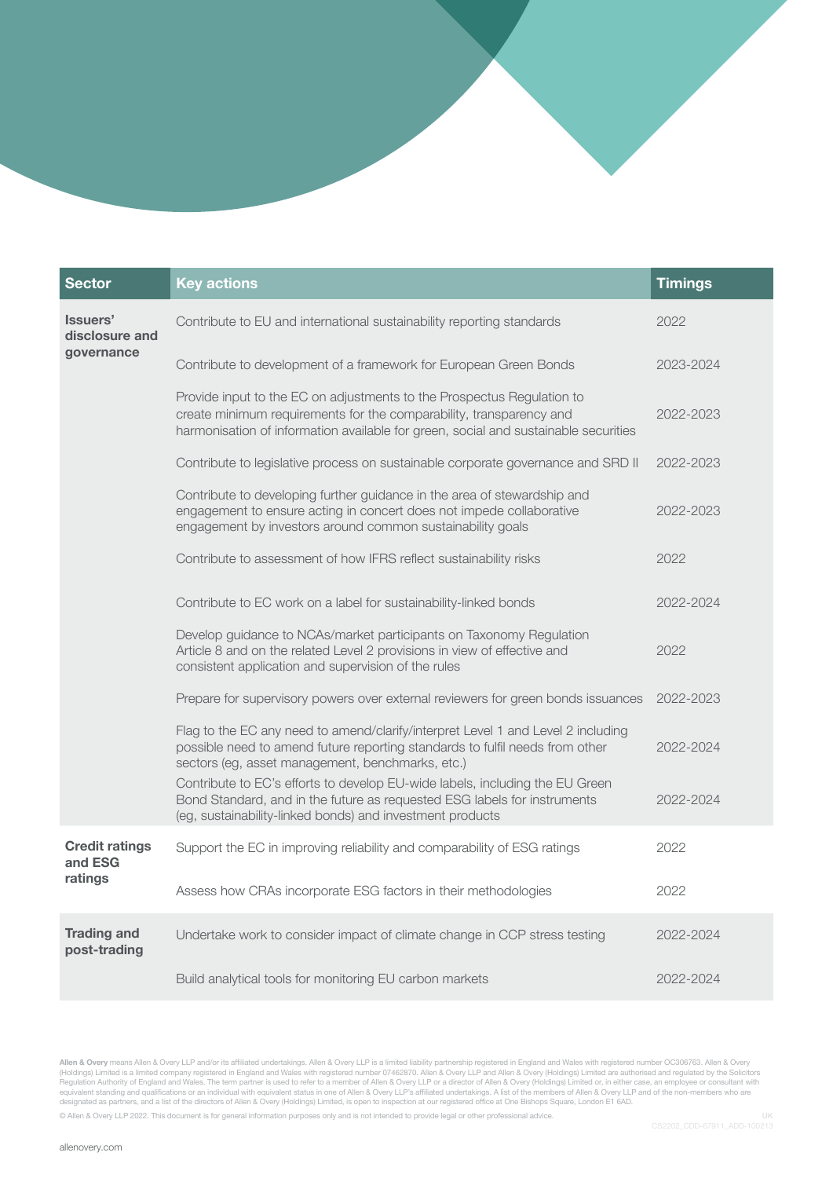| Sector | Key actions | Timings |
|---|---|---|
| **Issuers' disclosure and governance** | Contribute to EU and international sustainability reporting standards | 2022 |
| | Contribute to development of a framework for European Green Bonds | 2023-2024 |
| | Provide input to the EC on adjustments to the Prospectus Regulation to create minimum requirements for the comparability, transparency and harmonisation of information available for green, social and sustainable securities | 2022-2023 |
| | Contribute to legislative process on sustainable corporate governance and SRD II | 2022-2023 |
| | Contribute to developing further guidance in the area of stewardship and engagement to ensure acting in concert does not impede collaborative engagement by investors around common sustainability goals | 2022-2023 |
| | Contribute to assessment of how IFRS reflect sustainability risks | 2022 |
| | Contribute to EC work on a label for sustainability-linked bonds | 2022-2024 |
| | Develop guidance to NCAs/market participants on Taxonomy Regulation Article 8 and on the related Level 2 provisions in view of effective and consistent application and supervision of the rules | 2022 |
| | Prepare for supervisory powers over external reviewers for green bonds issuances | 2022-2023 |
| | Flag to the EC any need to amend/clarify/interpret Level 1 and Level 2 including possible need to amend future reporting standards to fulfil needs from other sectors (eg, asset management, benchmarks, etc.) | 2022-2024 |
| | Contribute to EC's efforts to develop EU-wide labels, including the EU Green Bond Standard, and in the future as requested ESG labels for instruments (eg, sustainability-linked bonds) and investment products | 2022-2024 |
| **Credit ratings and ESG ratings** | Support the EC in improving reliability and comparability of ESG ratings | 2022 |
| | Assess how CRAs incorporate ESG factors in their methodologies | 2022 |
| **Trading and post-trading** | Undertake work to consider impact of climate change in CCP stress testing | 2022-2024 |
| | Build analytical tools for monitoring EU carbon markets | 2022-2024 |

**Allen & Overy** means Allen & Overy LLP and/or its affiliated undertakings. Allen & Overy LLP is a limited liability partnership registered in England and Wales with registered number OC306763. Allen & Overy (Holdings) Limited is a limited company registered in England and Wales with registered number 07462870. Allen & Overy LLP and Allen & Overy (Holdings) Limited are authorised and regulated by the Solicitors Regulation Authority of England and Wales. The term partner is used to refer to a member of Allen & Overy LLP or a director of Allen & Overy (Holdings) Limited or, in either case, an employee or consultant with equivalent standing and qualifications or an individual with equivalent status in one of Allen & Overy LLP's affiliated undertakings. A list of the members of Allen & Overy LLP and of the non-members who are designated as partners, and a list of the directors of Allen & Overy (Holdings) Limited, is open to inspection at our registered office at One Bishops Square, London E1 6AD.

© Allen & Overy LLP 2022. This document is for general information purposes only and is not intended to provide legal or other professional advice.

UK
CS2202_CDD-67911_ADD-100213

allenovery.com